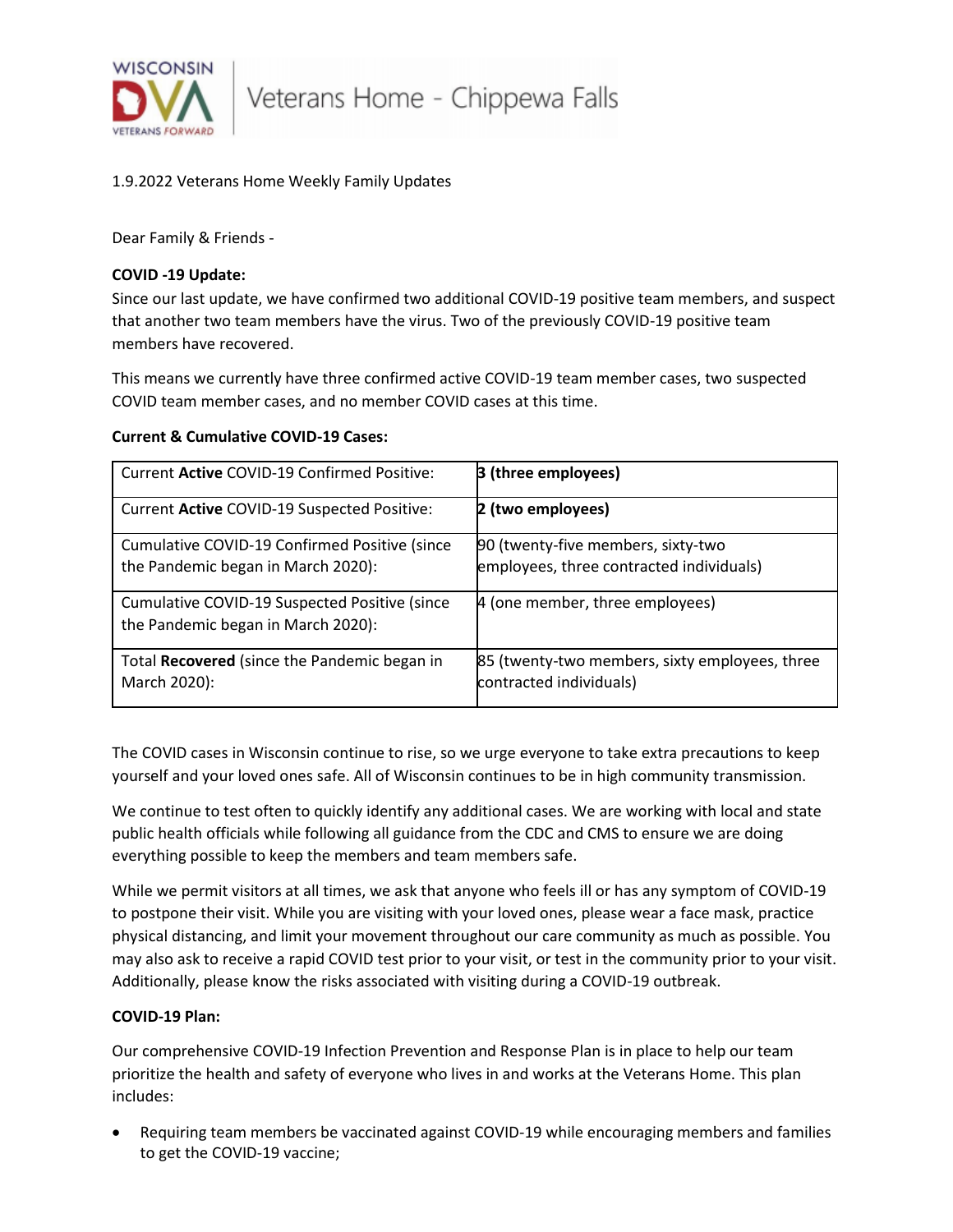Veterans Home - Chippewa Falls

1.9.2022 Veterans Home Weekly Family Updates

Dear Family & Friends -

**COVID -19 Update:**

Since our last update, we have confirmed two additional COVID-19 positive team members, and suspect that another two team members have the virus. Two of the previously COVID-19 positive team members have recovered.

This means we currently have three confirmed active COVID-19 team member cases, two suspected COVID team member cases, and no member COVID cases at this time.

**Current & Cumulative COVID-19 Cases:**

| | |
|---|---|
| Current **Active** COVID-19 Confirmed Positive: | **3 (three employees)** |
| Current **Active** COVID-19 Suspected Positive: | **2 (two employees)** |
| Cumulative COVID-19 Confirmed Positive (since the Pandemic began in March 2020): | 90 (twenty-five members, sixty-two employees, three contracted individuals) |
| Cumulative COVID-19 Suspected Positive (since the Pandemic began in March 2020): | 4 (one member, three employees) |
| Total **Recovered** (since the Pandemic began in March 2020): | 85 (twenty-two members, sixty employees, three contracted individuals) |

The COVID cases in Wisconsin continue to rise, so we urge everyone to take extra precautions to keep yourself and your loved ones safe. All of Wisconsin continues to be in high community transmission.

We continue to test often to quickly identify any additional cases. We are working with local and state public health officials while following all guidance from the CDC and CMS to ensure we are doing everything possible to keep the members and team members safe.

While we permit visitors at all times, we ask that anyone who feels ill or has any symptom of COVID-19 to postpone their visit. While you are visiting with your loved ones, please wear a face mask, practice physical distancing, and limit your movement throughout our care community as much as possible. You may also ask to receive a rapid COVID test prior to your visit, or test in the community prior to your visit. Additionally, please know the risks associated with visiting during a COVID-19 outbreak.

**COVID-19 Plan:**

Our comprehensive COVID-19 Infection Prevention and Response Plan is in place to help our team prioritize the health and safety of everyone who lives in and works at the Veterans Home. This plan includes:

- Requiring team members be vaccinated against COVID-19 while encouraging members and families to get the COVID-19 vaccine;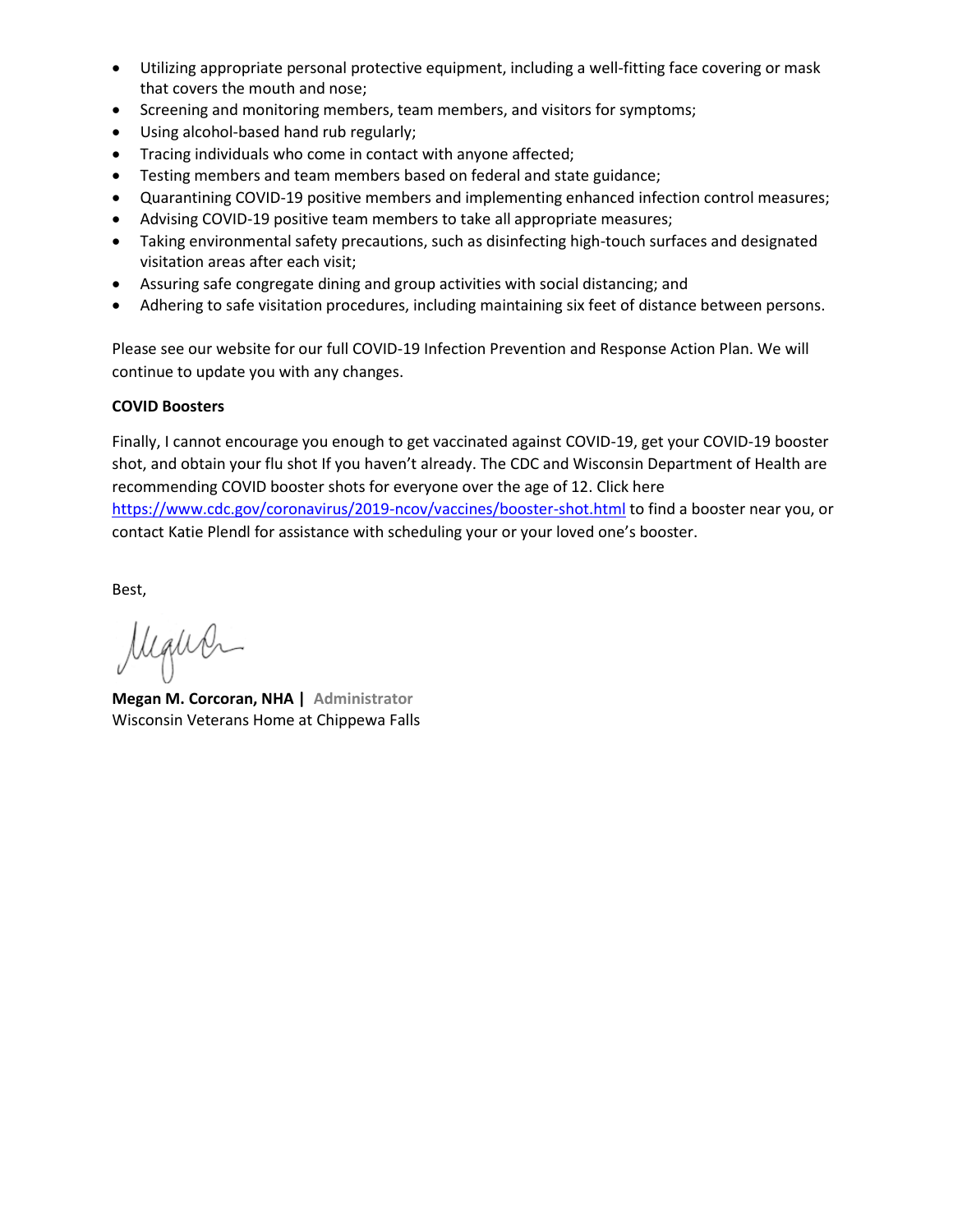- Utilizing appropriate personal protective equipment, including a well-fitting face covering or mask that covers the mouth and nose;
- Screening and monitoring members, team members, and visitors for symptoms;
- Using alcohol-based hand rub regularly;
- Tracing individuals who come in contact with anyone affected;
- Testing members and team members based on federal and state guidance;
- Quarantining COVID-19 positive members and implementing enhanced infection control measures;
- Advising COVID-19 positive team members to take all appropriate measures;
- Taking environmental safety precautions, such as disinfecting high-touch surfaces and designated visitation areas after each visit;
- Assuring safe congregate dining and group activities with social distancing; and
- Adhering to safe visitation procedures, including maintaining six feet of distance between persons.

Please see our website for our full COVID-19 Infection Prevention and Response Action Plan. We will continue to update you with any changes.

**COVID Boosters**

Finally, I cannot encourage you enough to get vaccinated against COVID-19, get your COVID-19 booster shot, and obtain your flu shot If you haven't already. The CDC and Wisconsin Department of Health are recommending COVID booster shots for everyone over the age of 12. Click here https://www.cdc.gov/coronavirus/2019-ncov/vaccines/booster-shot.html to find a booster near you, or contact Katie Plendl for assistance with scheduling your or your loved one's booster.

Best,

**Megan M. Corcoran, NHA |** Administrator
Wisconsin Veterans Home at Chippewa Falls